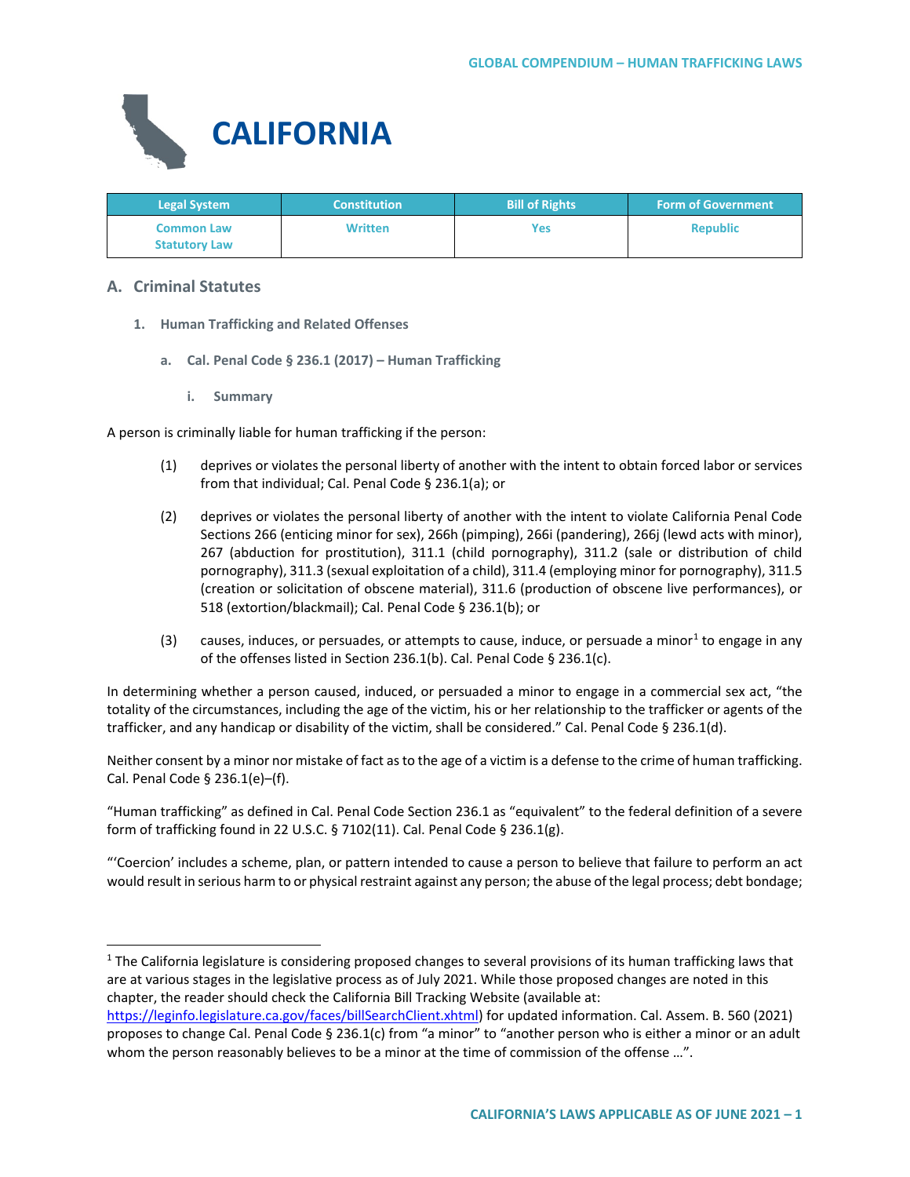# CALIFORNIA

| Legal System | Constitution | Bill of Rights | Form of Government |
|---|---|---|---|
| Common Law<br>Statutory Law | Written | Yes | Republic |

## A. Criminal Statutes

### 1. Human Trafficking and Related Offenses

#### a. Cal. Penal Code § 236.1 (2017) – Human Trafficking

##### i. Summary

A person is criminally liable for human trafficking if the person:

(1) deprives or violates the personal liberty of another with the intent to obtain forced labor or services from that individual; Cal. Penal Code § 236.1(a); or

(2) deprives or violates the personal liberty of another with the intent to violate California Penal Code Sections 266 (enticing minor for sex), 266h (pimping), 266i (pandering), 266j (lewd acts with minor), 267 (abduction for prostitution), 311.1 (child pornography), 311.2 (sale or distribution of child pornography), 311.3 (sexual exploitation of a child), 311.4 (employing minor for pornography), 311.5 (creation or solicitation of obscene material), 311.6 (production of obscene live performances), or 518 (extortion/blackmail); Cal. Penal Code § 236.1(b); or

(3) causes, induces, or persuades, or attempts to cause, induce, or persuade a minor[1] to engage in any of the offenses listed in Section 236.1(b). Cal. Penal Code § 236.1(c).

In determining whether a person caused, induced, or persuaded a minor to engage in a commercial sex act, "the totality of the circumstances, including the age of the victim, his or her relationship to the trafficker or agents of the trafficker, and any handicap or disability of the victim, shall be considered." Cal. Penal Code § 236.1(d).

Neither consent by a minor nor mistake of fact as to the age of a victim is a defense to the crime of human trafficking. Cal. Penal Code § 236.1(e)–(f).

"Human trafficking" as defined in Cal. Penal Code Section 236.1 as "equivalent" to the federal definition of a severe form of trafficking found in 22 U.S.C. § 7102(11). Cal. Penal Code § 236.1(g).

"'Coercion' includes a scheme, plan, or pattern intended to cause a person to believe that failure to perform an act would result in serious harm to or physical restraint against any person; the abuse of the legal process; debt bondage;

---

[1] The California legislature is considering proposed changes to several provisions of its human trafficking laws that are at various stages in the legislative process as of July 2021. While those proposed changes are noted in this chapter, the reader should check the California Bill Tracking Website (available at: https://leginfo.legislature.ca.gov/faces/billSearchClient.xhtml) for updated information. Cal. Assem. B. 560 (2021) proposes to change Cal. Penal Code § 236.1(c) from "a minor" to "another person who is either a minor or an adult whom the person reasonably believes to be a minor at the time of commission of the offense …".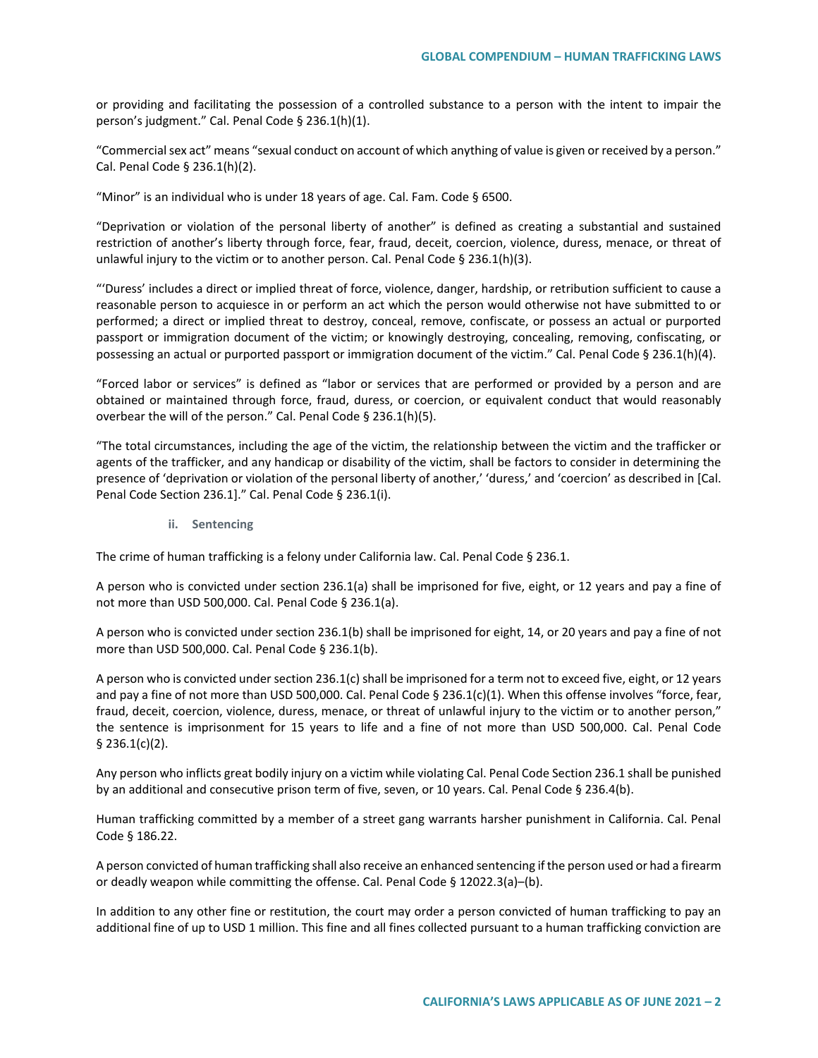or providing and facilitating the possession of a controlled substance to a person with the intent to impair the person's judgment." Cal. Penal Code § 236.1(h)(1).

"Commercial sex act" means "sexual conduct on account of which anything of value is given or received by a person." Cal. Penal Code § 236.1(h)(2).

"Minor" is an individual who is under 18 years of age. Cal. Fam. Code § 6500.

"Deprivation or violation of the personal liberty of another" is defined as creating a substantial and sustained restriction of another's liberty through force, fear, fraud, deceit, coercion, violence, duress, menace, or threat of unlawful injury to the victim or to another person. Cal. Penal Code § 236.1(h)(3).

"'Duress' includes a direct or implied threat of force, violence, danger, hardship, or retribution sufficient to cause a reasonable person to acquiesce in or perform an act which the person would otherwise not have submitted to or performed; a direct or implied threat to destroy, conceal, remove, confiscate, or possess an actual or purported passport or immigration document of the victim; or knowingly destroying, concealing, removing, confiscating, or possessing an actual or purported passport or immigration document of the victim." Cal. Penal Code § 236.1(h)(4).

"Forced labor or services" is defined as "labor or services that are performed or provided by a person and are obtained or maintained through force, fraud, duress, or coercion, or equivalent conduct that would reasonably overbear the will of the person." Cal. Penal Code § 236.1(h)(5).

"The total circumstances, including the age of the victim, the relationship between the victim and the trafficker or agents of the trafficker, and any handicap or disability of the victim, shall be factors to consider in determining the presence of 'deprivation or violation of the personal liberty of another,' 'duress,' and 'coercion' as described in [Cal. Penal Code Section 236.1]." Cal. Penal Code § 236.1(i).

#### ii. Sentencing

The crime of human trafficking is a felony under California law. Cal. Penal Code § 236.1.

A person who is convicted under section 236.1(a) shall be imprisoned for five, eight, or 12 years and pay a fine of not more than USD 500,000. Cal. Penal Code § 236.1(a).

A person who is convicted under section 236.1(b) shall be imprisoned for eight, 14, or 20 years and pay a fine of not more than USD 500,000. Cal. Penal Code § 236.1(b).

A person who is convicted under section 236.1(c) shall be imprisoned for a term not to exceed five, eight, or 12 years and pay a fine of not more than USD 500,000. Cal. Penal Code § 236.1(c)(1). When this offense involves "force, fear, fraud, deceit, coercion, violence, duress, menace, or threat of unlawful injury to the victim or to another person," the sentence is imprisonment for 15 years to life and a fine of not more than USD 500,000. Cal. Penal Code § 236.1(c)(2).

Any person who inflicts great bodily injury on a victim while violating Cal. Penal Code Section 236.1 shall be punished by an additional and consecutive prison term of five, seven, or 10 years. Cal. Penal Code § 236.4(b).

Human trafficking committed by a member of a street gang warrants harsher punishment in California. Cal. Penal Code § 186.22.

A person convicted of human trafficking shall also receive an enhanced sentencing if the person used or had a firearm or deadly weapon while committing the offense. Cal. Penal Code § 12022.3(a)–(b).

In addition to any other fine or restitution, the court may order a person convicted of human trafficking to pay an additional fine of up to USD 1 million. This fine and all fines collected pursuant to a human trafficking conviction are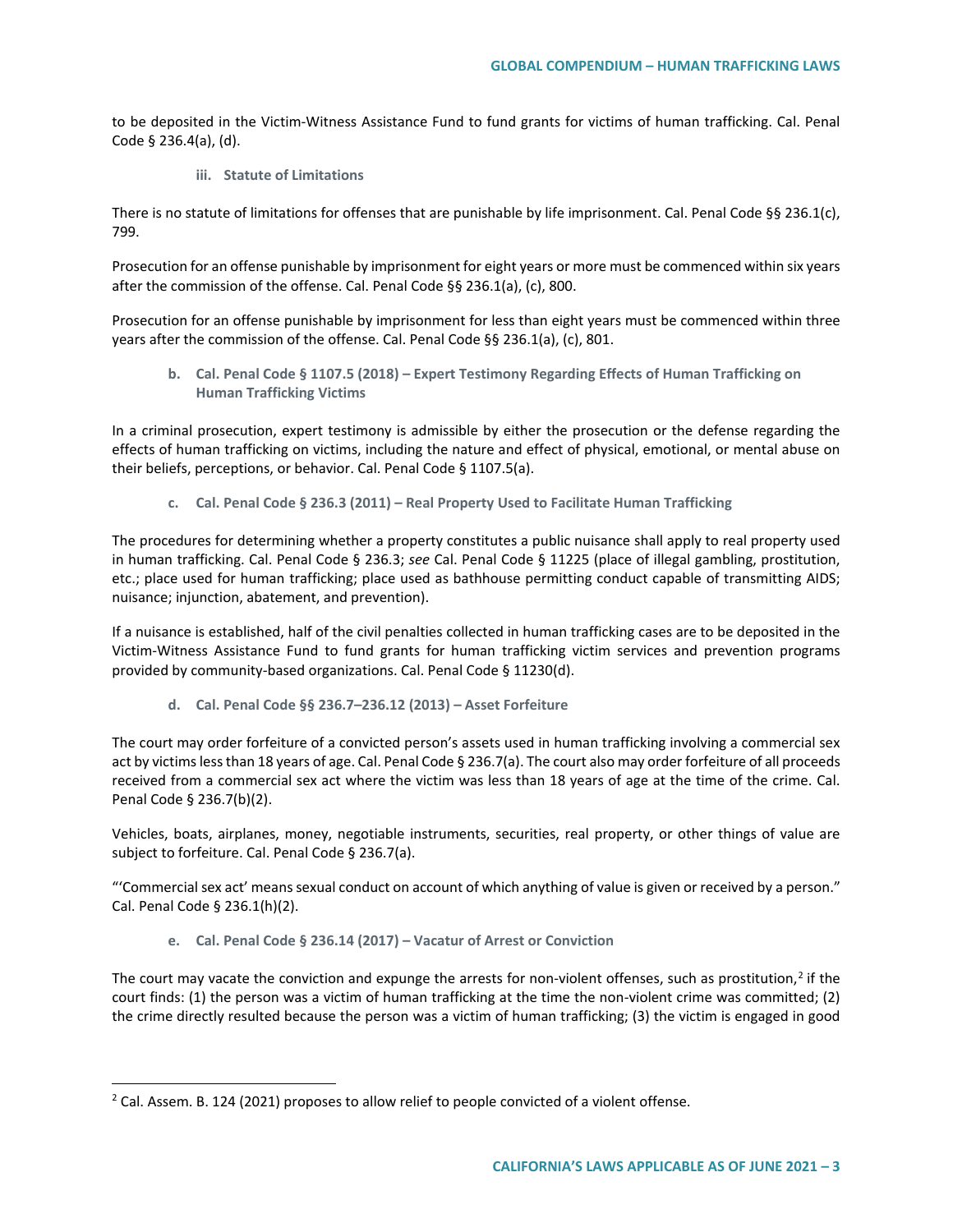to be deposited in the Victim-Witness Assistance Fund to fund grants for victims of human trafficking. Cal. Penal Code § 236.4(a), (d).

#### iii. Statute of Limitations

There is no statute of limitations for offenses that are punishable by life imprisonment. Cal. Penal Code §§ 236.1(c), 799.

Prosecution for an offense punishable by imprisonment for eight years or more must be commenced within six years after the commission of the offense. Cal. Penal Code §§ 236.1(a), (c), 800.

Prosecution for an offense punishable by imprisonment for less than eight years must be commenced within three years after the commission of the offense. Cal. Penal Code §§ 236.1(a), (c), 801.

### b. Cal. Penal Code § 1107.5 (2018) – Expert Testimony Regarding Effects of Human Trafficking on Human Trafficking Victims

In a criminal prosecution, expert testimony is admissible by either the prosecution or the defense regarding the effects of human trafficking on victims, including the nature and effect of physical, emotional, or mental abuse on their beliefs, perceptions, or behavior. Cal. Penal Code § 1107.5(a).

### c. Cal. Penal Code § 236.3 (2011) – Real Property Used to Facilitate Human Trafficking

The procedures for determining whether a property constitutes a public nuisance shall apply to real property used in human trafficking. Cal. Penal Code § 236.3; *see* Cal. Penal Code § 11225 (place of illegal gambling, prostitution, etc.; place used for human trafficking; place used as bathhouse permitting conduct capable of transmitting AIDS; nuisance; injunction, abatement, and prevention).

If a nuisance is established, half of the civil penalties collected in human trafficking cases are to be deposited in the Victim-Witness Assistance Fund to fund grants for human trafficking victim services and prevention programs provided by community-based organizations. Cal. Penal Code § 11230(d).

### d. Cal. Penal Code §§ 236.7–236.12 (2013) – Asset Forfeiture

The court may order forfeiture of a convicted person's assets used in human trafficking involving a commercial sex act by victims less than 18 years of age. Cal. Penal Code § 236.7(a). The court also may order forfeiture of all proceeds received from a commercial sex act where the victim was less than 18 years of age at the time of the crime. Cal. Penal Code § 236.7(b)(2).

Vehicles, boats, airplanes, money, negotiable instruments, securities, real property, or other things of value are subject to forfeiture. Cal. Penal Code § 236.7(a).

"'Commercial sex act' means sexual conduct on account of which anything of value is given or received by a person." Cal. Penal Code § 236.1(h)(2).

### e. Cal. Penal Code § 236.14 (2017) – Vacatur of Arrest or Conviction

The court may vacate the conviction and expunge the arrests for non-violent offenses, such as prostitution,[2] if the court finds: (1) the person was a victim of human trafficking at the time the non-violent crime was committed; (2) the crime directly resulted because the person was a victim of human trafficking; (3) the victim is engaged in good

[2] Cal. Assem. B. 124 (2021) proposes to allow relief to people convicted of a violent offense.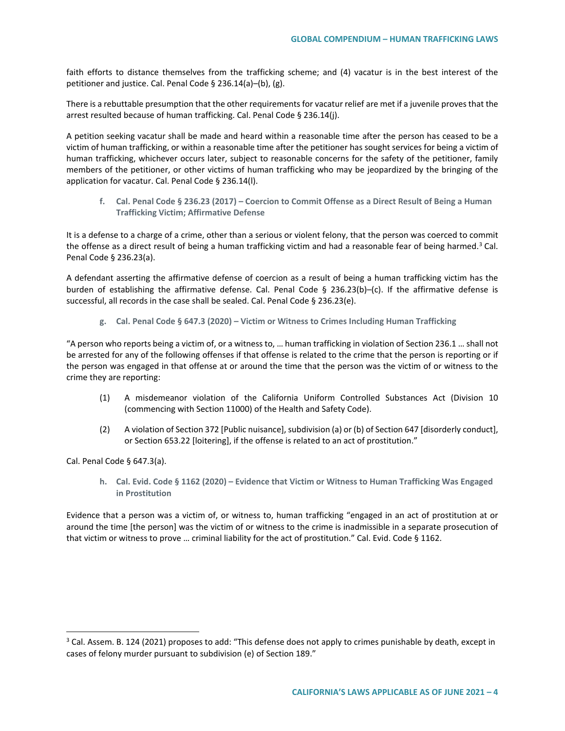faith efforts to distance themselves from the trafficking scheme; and (4) vacatur is in the best interest of the petitioner and justice. Cal. Penal Code § 236.14(a)–(b), (g).

There is a rebuttable presumption that the other requirements for vacatur relief are met if a juvenile proves that the arrest resulted because of human trafficking. Cal. Penal Code § 236.14(j).

A petition seeking vacatur shall be made and heard within a reasonable time after the person has ceased to be a victim of human trafficking, or within a reasonable time after the petitioner has sought services for being a victim of human trafficking, whichever occurs later, subject to reasonable concerns for the safety of the petitioner, family members of the petitioner, or other victims of human trafficking who may be jeopardized by the bringing of the application for vacatur. Cal. Penal Code § 236.14(l).

#### f. Cal. Penal Code § 236.23 (2017) – Coercion to Commit Offense as a Direct Result of Being a Human Trafficking Victim; Affirmative Defense

It is a defense to a charge of a crime, other than a serious or violent felony, that the person was coerced to commit the offense as a direct result of being a human trafficking victim and had a reasonable fear of being harmed.[3] Cal. Penal Code § 236.23(a).

A defendant asserting the affirmative defense of coercion as a result of being a human trafficking victim has the burden of establishing the affirmative defense. Cal. Penal Code § 236.23(b)–(c). If the affirmative defense is successful, all records in the case shall be sealed. Cal. Penal Code § 236.23(e).

#### g. Cal. Penal Code § 647.3 (2020) – Victim or Witness to Crimes Including Human Trafficking

"A person who reports being a victim of, or a witness to, … human trafficking in violation of Section 236.1 … shall not be arrested for any of the following offenses if that offense is related to the crime that the person is reporting or if the person was engaged in that offense at or around the time that the person was the victim of or witness to the crime they are reporting:

(1) A misdemeanor violation of the California Uniform Controlled Substances Act (Division 10 (commencing with Section 11000) of the Health and Safety Code).

(2) A violation of Section 372 [Public nuisance], subdivision (a) or (b) of Section 647 [disorderly conduct], or Section 653.22 [loitering], if the offense is related to an act of prostitution."

Cal. Penal Code § 647.3(a).

#### h. Cal. Evid. Code § 1162 (2020) – Evidence that Victim or Witness to Human Trafficking Was Engaged in Prostitution

Evidence that a person was a victim of, or witness to, human trafficking "engaged in an act of prostitution at or around the time [the person] was the victim of or witness to the crime is inadmissible in a separate prosecution of that victim or witness to prove … criminal liability for the act of prostitution." Cal. Evid. Code § 1162.

---

[3] Cal. Assem. B. 124 (2021) proposes to add: "This defense does not apply to crimes punishable by death, except in cases of felony murder pursuant to subdivision (e) of Section 189."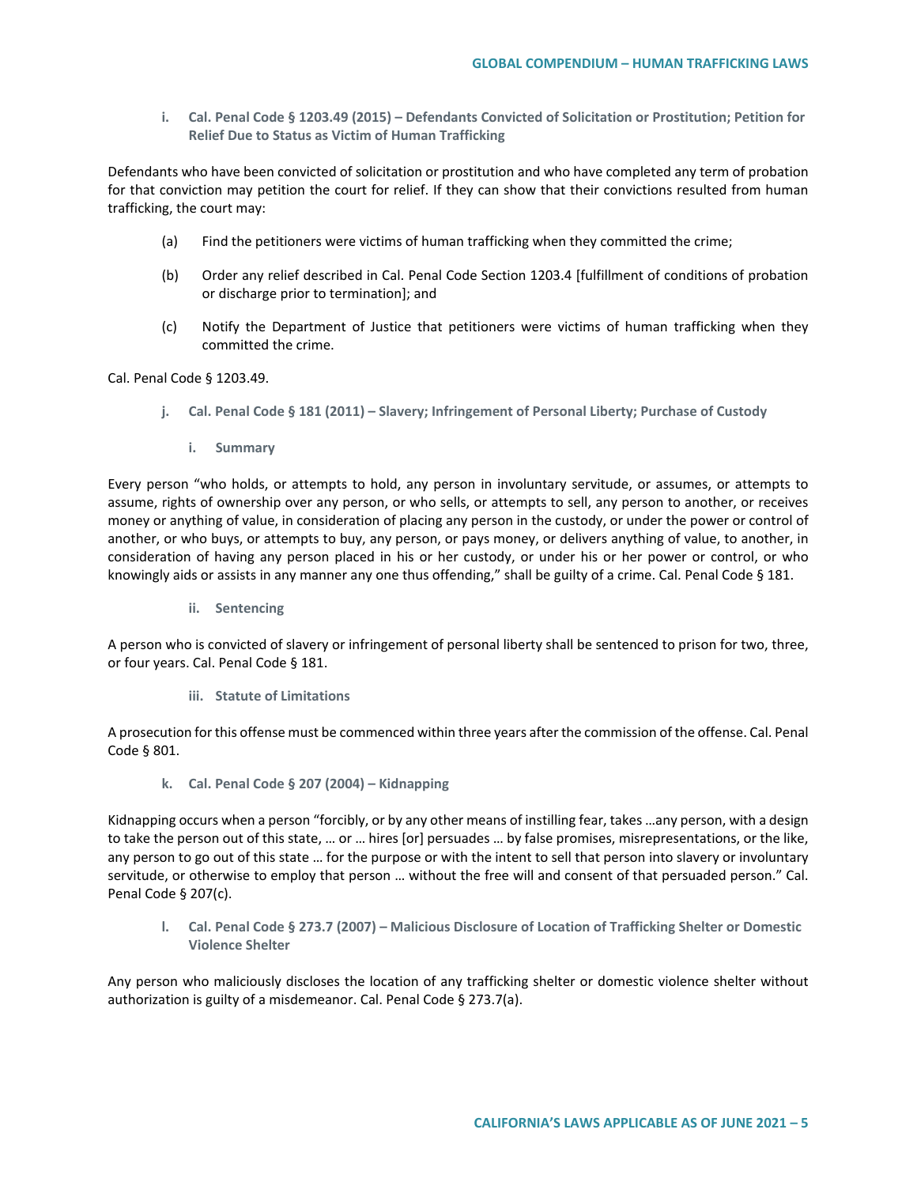#### i. Cal. Penal Code § 1203.49 (2015) – Defendants Convicted of Solicitation or Prostitution; Petition for Relief Due to Status as Victim of Human Trafficking

Defendants who have been convicted of solicitation or prostitution and who have completed any term of probation for that conviction may petition the court for relief. If they can show that their convictions resulted from human trafficking, the court may:

(a) Find the petitioners were victims of human trafficking when they committed the crime;

(b) Order any relief described in Cal. Penal Code Section 1203.4 [fulfillment of conditions of probation or discharge prior to termination]; and

(c) Notify the Department of Justice that petitioners were victims of human trafficking when they committed the crime.

Cal. Penal Code § 1203.49.

#### j. Cal. Penal Code § 181 (2011) – Slavery; Infringement of Personal Liberty; Purchase of Custody

##### i. Summary

Every person "who holds, or attempts to hold, any person in involuntary servitude, or assumes, or attempts to assume, rights of ownership over any person, or who sells, or attempts to sell, any person to another, or receives money or anything of value, in consideration of placing any person in the custody, or under the power or control of another, or who buys, or attempts to buy, any person, or pays money, or delivers anything of value, to another, in consideration of having any person placed in his or her custody, or under his or her power or control, or who knowingly aids or assists in any manner any one thus offending," shall be guilty of a crime. Cal. Penal Code § 181.

##### ii. Sentencing

A person who is convicted of slavery or infringement of personal liberty shall be sentenced to prison for two, three, or four years. Cal. Penal Code § 181.

##### iii. Statute of Limitations

A prosecution for this offense must be commenced within three years after the commission of the offense. Cal. Penal Code § 801.

#### k. Cal. Penal Code § 207 (2004) – Kidnapping

Kidnapping occurs when a person "forcibly, or by any other means of instilling fear, takes …any person, with a design to take the person out of this state, … or … hires [or] persuades … by false promises, misrepresentations, or the like, any person to go out of this state … for the purpose or with the intent to sell that person into slavery or involuntary servitude, or otherwise to employ that person … without the free will and consent of that persuaded person." Cal. Penal Code § 207(c).

#### l. Cal. Penal Code § 273.7 (2007) – Malicious Disclosure of Location of Trafficking Shelter or Domestic Violence Shelter

Any person who maliciously discloses the location of any trafficking shelter or domestic violence shelter without authorization is guilty of a misdemeanor. Cal. Penal Code § 273.7(a).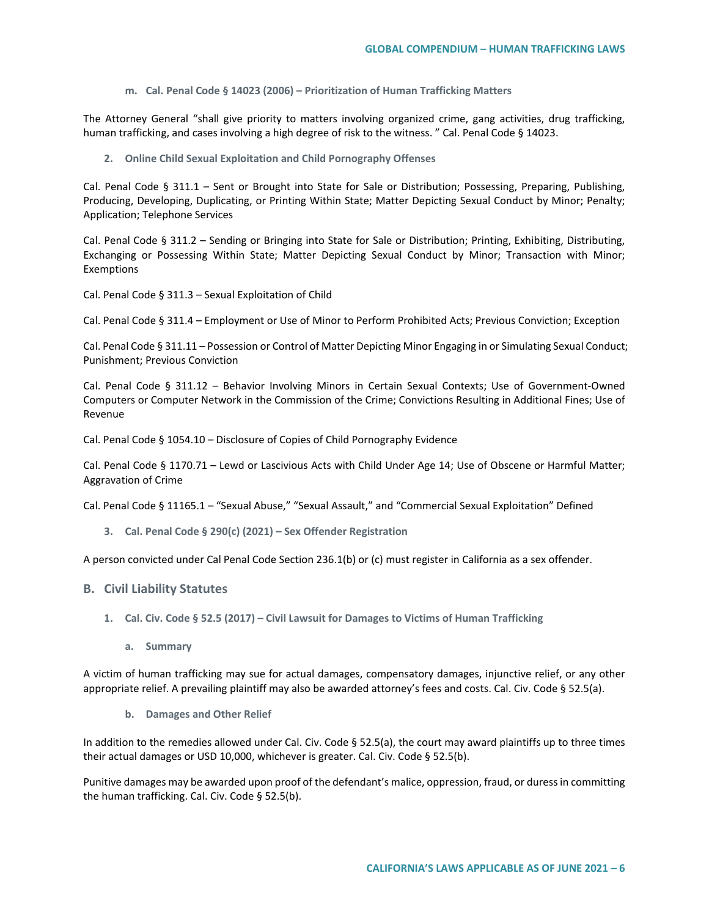#### m. Cal. Penal Code § 14023 (2006) – Prioritization of Human Trafficking Matters

The Attorney General "shall give priority to matters involving organized crime, gang activities, drug trafficking, human trafficking, and cases involving a high degree of risk to the witness. " Cal. Penal Code § 14023.

### 2. Online Child Sexual Exploitation and Child Pornography Offenses

Cal. Penal Code § 311.1 – Sent or Brought into State for Sale or Distribution; Possessing, Preparing, Publishing, Producing, Developing, Duplicating, or Printing Within State; Matter Depicting Sexual Conduct by Minor; Penalty; Application; Telephone Services

Cal. Penal Code § 311.2 – Sending or Bringing into State for Sale or Distribution; Printing, Exhibiting, Distributing, Exchanging or Possessing Within State; Matter Depicting Sexual Conduct by Minor; Transaction with Minor; Exemptions

Cal. Penal Code § 311.3 – Sexual Exploitation of Child

Cal. Penal Code § 311.4 – Employment or Use of Minor to Perform Prohibited Acts; Previous Conviction; Exception

Cal. Penal Code § 311.11 – Possession or Control of Matter Depicting Minor Engaging in or Simulating Sexual Conduct; Punishment; Previous Conviction

Cal. Penal Code § 311.12 – Behavior Involving Minors in Certain Sexual Contexts; Use of Government-Owned Computers or Computer Network in the Commission of the Crime; Convictions Resulting in Additional Fines; Use of Revenue

Cal. Penal Code § 1054.10 – Disclosure of Copies of Child Pornography Evidence

Cal. Penal Code § 1170.71 – Lewd or Lascivious Acts with Child Under Age 14; Use of Obscene or Harmful Matter; Aggravation of Crime

Cal. Penal Code § 11165.1 – "Sexual Abuse," "Sexual Assault," and "Commercial Sexual Exploitation" Defined

### 3. Cal. Penal Code § 290(c) (2021) – Sex Offender Registration

A person convicted under Cal Penal Code Section 236.1(b) or (c) must register in California as a sex offender.

## B. Civil Liability Statutes

### 1. Cal. Civ. Code § 52.5 (2017) – Civil Lawsuit for Damages to Victims of Human Trafficking

#### a. Summary

A victim of human trafficking may sue for actual damages, compensatory damages, injunctive relief, or any other appropriate relief. A prevailing plaintiff may also be awarded attorney's fees and costs. Cal. Civ. Code § 52.5(a).

#### b. Damages and Other Relief

In addition to the remedies allowed under Cal. Civ. Code § 52.5(a), the court may award plaintiffs up to three times their actual damages or USD 10,000, whichever is greater. Cal. Civ. Code § 52.5(b).

Punitive damages may be awarded upon proof of the defendant's malice, oppression, fraud, or duress in committing the human trafficking. Cal. Civ. Code § 52.5(b).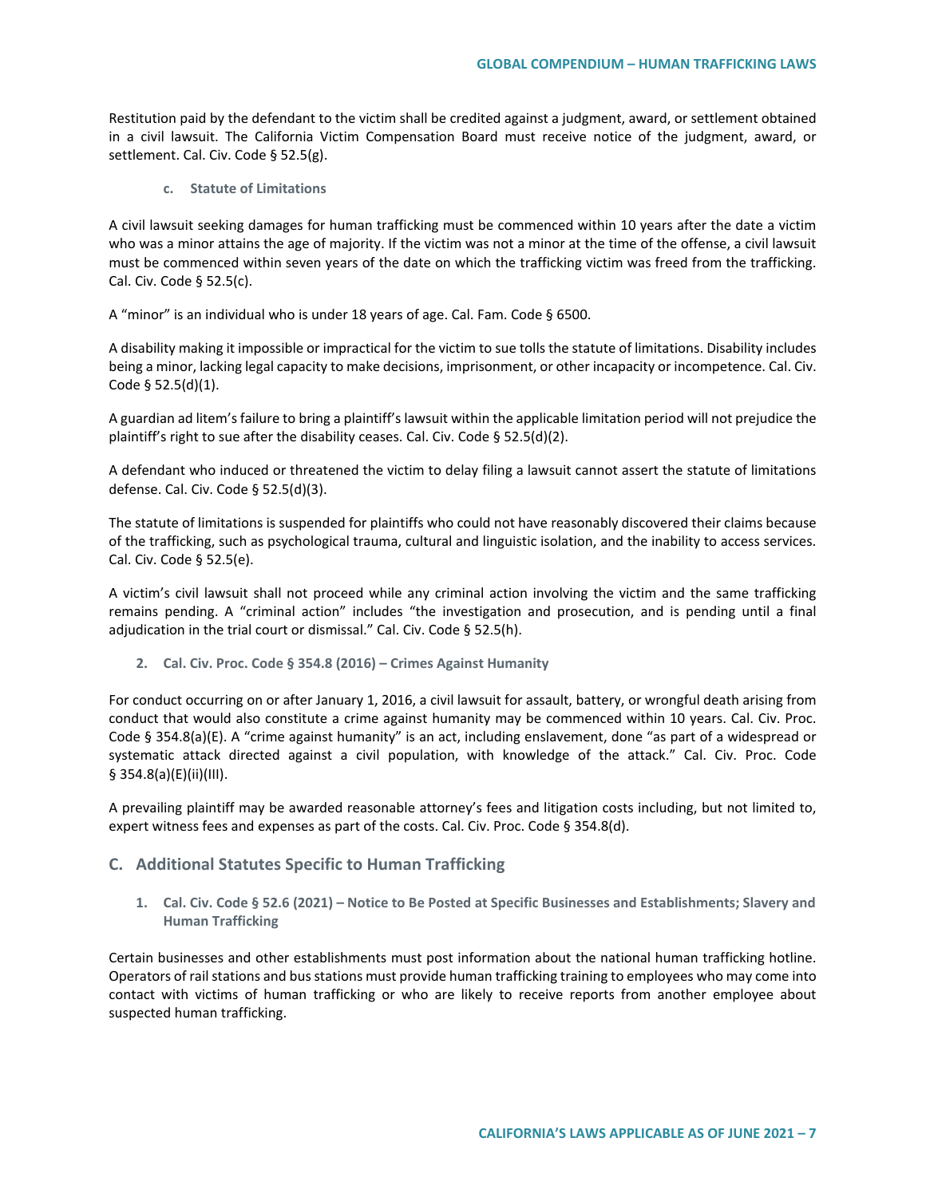Restitution paid by the defendant to the victim shall be credited against a judgment, award, or settlement obtained in a civil lawsuit. The California Victim Compensation Board must receive notice of the judgment, award, or settlement. Cal. Civ. Code § 52.5(g).

#### c. Statute of Limitations

A civil lawsuit seeking damages for human trafficking must be commenced within 10 years after the date a victim who was a minor attains the age of majority. If the victim was not a minor at the time of the offense, a civil lawsuit must be commenced within seven years of the date on which the trafficking victim was freed from the trafficking. Cal. Civ. Code § 52.5(c).

A "minor" is an individual who is under 18 years of age. Cal. Fam. Code § 6500.

A disability making it impossible or impractical for the victim to sue tolls the statute of limitations. Disability includes being a minor, lacking legal capacity to make decisions, imprisonment, or other incapacity or incompetence. Cal. Civ. Code § 52.5(d)(1).

A guardian ad litem's failure to bring a plaintiff's lawsuit within the applicable limitation period will not prejudice the plaintiff's right to sue after the disability ceases. Cal. Civ. Code § 52.5(d)(2).

A defendant who induced or threatened the victim to delay filing a lawsuit cannot assert the statute of limitations defense. Cal. Civ. Code § 52.5(d)(3).

The statute of limitations is suspended for plaintiffs who could not have reasonably discovered their claims because of the trafficking, such as psychological trauma, cultural and linguistic isolation, and the inability to access services. Cal. Civ. Code § 52.5(e).

A victim's civil lawsuit shall not proceed while any criminal action involving the victim and the same trafficking remains pending. A "criminal action" includes "the investigation and prosecution, and is pending until a final adjudication in the trial court or dismissal." Cal. Civ. Code § 52.5(h).

### 2. Cal. Civ. Proc. Code § 354.8 (2016) – Crimes Against Humanity

For conduct occurring on or after January 1, 2016, a civil lawsuit for assault, battery, or wrongful death arising from conduct that would also constitute a crime against humanity may be commenced within 10 years. Cal. Civ. Proc. Code § 354.8(a)(E). A "crime against humanity" is an act, including enslavement, done "as part of a widespread or systematic attack directed against a civil population, with knowledge of the attack." Cal. Civ. Proc. Code § 354.8(a)(E)(ii)(III).

A prevailing plaintiff may be awarded reasonable attorney's fees and litigation costs including, but not limited to, expert witness fees and expenses as part of the costs. Cal. Civ. Proc. Code § 354.8(d).

## C. Additional Statutes Specific to Human Trafficking

### 1. Cal. Civ. Code § 52.6 (2021) – Notice to Be Posted at Specific Businesses and Establishments; Slavery and Human Trafficking

Certain businesses and other establishments must post information about the national human trafficking hotline. Operators of rail stations and bus stations must provide human trafficking training to employees who may come into contact with victims of human trafficking or who are likely to receive reports from another employee about suspected human trafficking.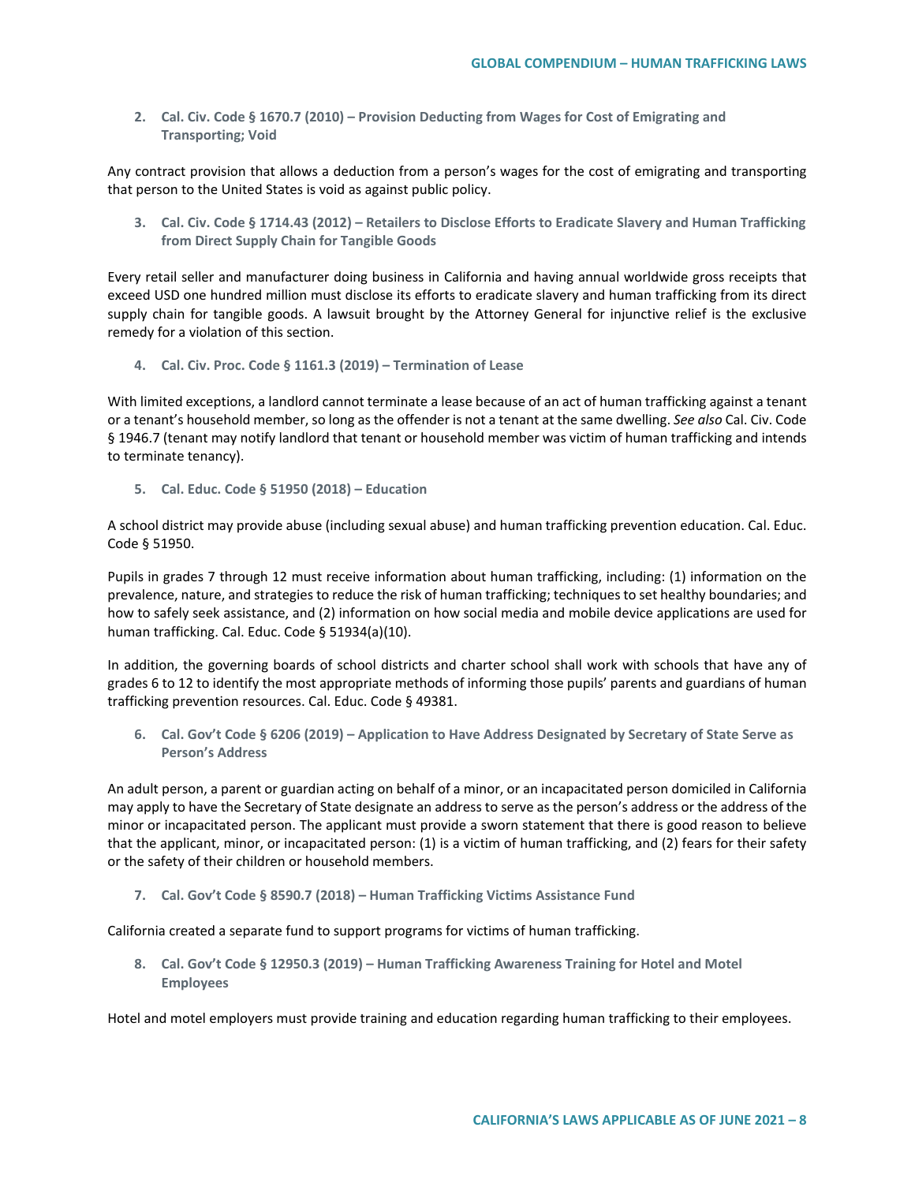**2. Cal. Civ. Code § 1670.7 (2010) – Provision Deducting from Wages for Cost of Emigrating and Transporting; Void**

Any contract provision that allows a deduction from a person's wages for the cost of emigrating and transporting that person to the United States is void as against public policy.

**3. Cal. Civ. Code § 1714.43 (2012) – Retailers to Disclose Efforts to Eradicate Slavery and Human Trafficking from Direct Supply Chain for Tangible Goods**

Every retail seller and manufacturer doing business in California and having annual worldwide gross receipts that exceed USD one hundred million must disclose its efforts to eradicate slavery and human trafficking from its direct supply chain for tangible goods. A lawsuit brought by the Attorney General for injunctive relief is the exclusive remedy for a violation of this section.

**4. Cal. Civ. Proc. Code § 1161.3 (2019) – Termination of Lease**

With limited exceptions, a landlord cannot terminate a lease because of an act of human trafficking against a tenant or a tenant's household member, so long as the offender is not a tenant at the same dwelling. *See also* Cal. Civ. Code § 1946.7 (tenant may notify landlord that tenant or household member was victim of human trafficking and intends to terminate tenancy).

**5. Cal. Educ. Code § 51950 (2018) – Education**

A school district may provide abuse (including sexual abuse) and human trafficking prevention education. Cal. Educ. Code § 51950.

Pupils in grades 7 through 12 must receive information about human trafficking, including: (1) information on the prevalence, nature, and strategies to reduce the risk of human trafficking; techniques to set healthy boundaries; and how to safely seek assistance, and (2) information on how social media and mobile device applications are used for human trafficking. Cal. Educ. Code § 51934(a)(10).

In addition, the governing boards of school districts and charter school shall work with schools that have any of grades 6 to 12 to identify the most appropriate methods of informing those pupils' parents and guardians of human trafficking prevention resources. Cal. Educ. Code § 49381.

**6. Cal. Gov't Code § 6206 (2019) – Application to Have Address Designated by Secretary of State Serve as Person's Address**

An adult person, a parent or guardian acting on behalf of a minor, or an incapacitated person domiciled in California may apply to have the Secretary of State designate an address to serve as the person's address or the address of the minor or incapacitated person. The applicant must provide a sworn statement that there is good reason to believe that the applicant, minor, or incapacitated person: (1) is a victim of human trafficking, and (2) fears for their safety or the safety of their children or household members.

**7. Cal. Gov't Code § 8590.7 (2018) – Human Trafficking Victims Assistance Fund**

California created a separate fund to support programs for victims of human trafficking.

**8. Cal. Gov't Code § 12950.3 (2019) – Human Trafficking Awareness Training for Hotel and Motel Employees**

Hotel and motel employers must provide training and education regarding human trafficking to their employees.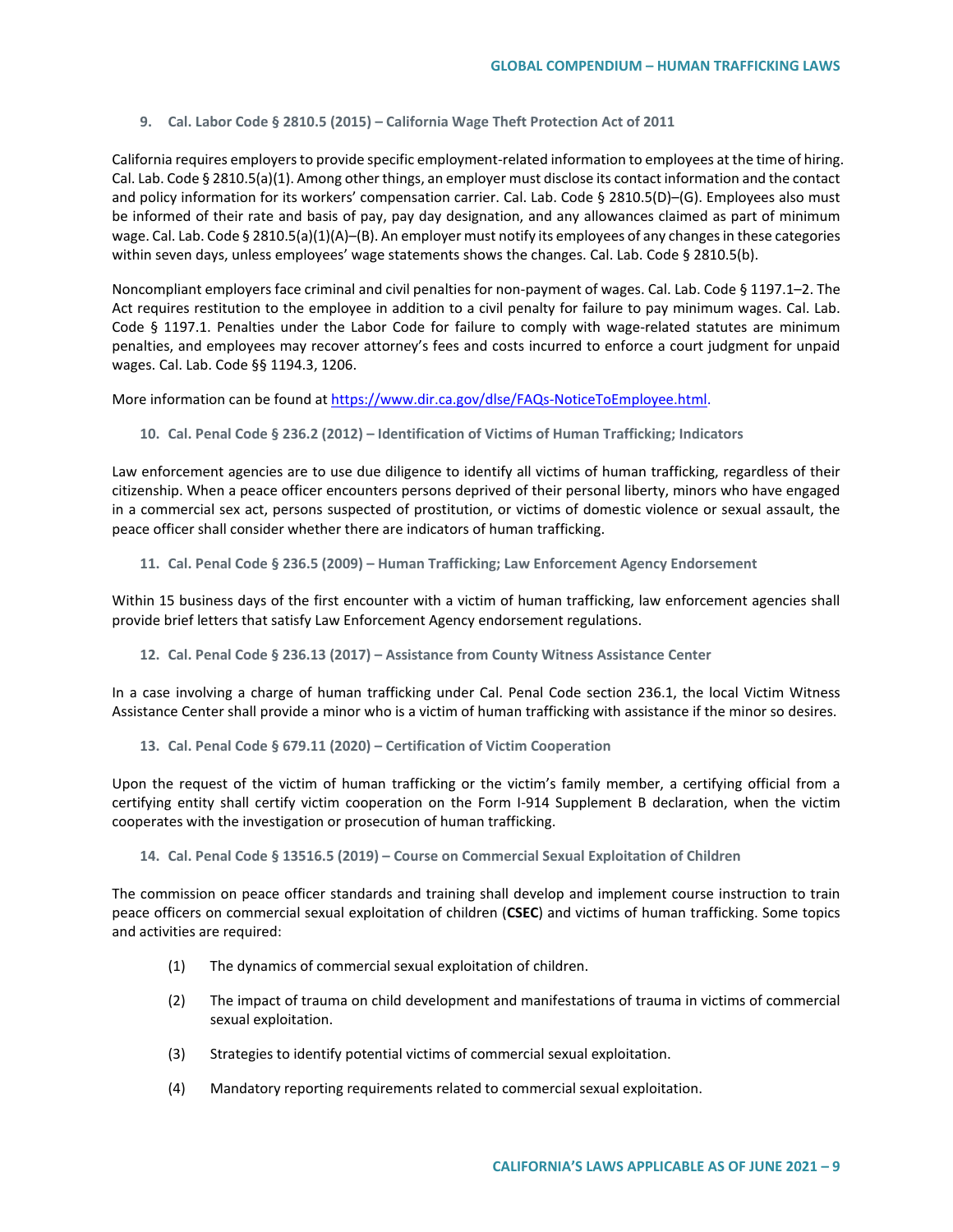### 9. Cal. Labor Code § 2810.5 (2015) – California Wage Theft Protection Act of 2011

California requires employers to provide specific employment-related information to employees at the time of hiring. Cal. Lab. Code § 2810.5(a)(1). Among other things, an employer must disclose its contact information and the contact and policy information for its workers' compensation carrier. Cal. Lab. Code § 2810.5(D)–(G). Employees also must be informed of their rate and basis of pay, pay day designation, and any allowances claimed as part of minimum wage. Cal. Lab. Code § 2810.5(a)(1)(A)–(B). An employer must notify its employees of any changes in these categories within seven days, unless employees' wage statements shows the changes. Cal. Lab. Code § 2810.5(b).

Noncompliant employers face criminal and civil penalties for non-payment of wages. Cal. Lab. Code § 1197.1–2. The Act requires restitution to the employee in addition to a civil penalty for failure to pay minimum wages. Cal. Lab. Code § 1197.1. Penalties under the Labor Code for failure to comply with wage-related statutes are minimum penalties, and employees may recover attorney's fees and costs incurred to enforce a court judgment for unpaid wages. Cal. Lab. Code §§ 1194.3, 1206.

More information can be found at [https://www.dir.ca.gov/dlse/FAQs-NoticeToEmployee.html](https://www.dir.ca.gov/dlse/FAQs-NoticeToEmployee.html).

### 10. Cal. Penal Code § 236.2 (2012) – Identification of Victims of Human Trafficking; Indicators

Law enforcement agencies are to use due diligence to identify all victims of human trafficking, regardless of their citizenship. When a peace officer encounters persons deprived of their personal liberty, minors who have engaged in a commercial sex act, persons suspected of prostitution, or victims of domestic violence or sexual assault, the peace officer shall consider whether there are indicators of human trafficking.

### 11. Cal. Penal Code § 236.5 (2009) – Human Trafficking; Law Enforcement Agency Endorsement

Within 15 business days of the first encounter with a victim of human trafficking, law enforcement agencies shall provide brief letters that satisfy Law Enforcement Agency endorsement regulations.

### 12. Cal. Penal Code § 236.13 (2017) – Assistance from County Witness Assistance Center

In a case involving a charge of human trafficking under Cal. Penal Code section 236.1, the local Victim Witness Assistance Center shall provide a minor who is a victim of human trafficking with assistance if the minor so desires.

### 13. Cal. Penal Code § 679.11 (2020) – Certification of Victim Cooperation

Upon the request of the victim of human trafficking or the victim's family member, a certifying official from a certifying entity shall certify victim cooperation on the Form I-914 Supplement B declaration, when the victim cooperates with the investigation or prosecution of human trafficking.

### 14. Cal. Penal Code § 13516.5 (2019) – Course on Commercial Sexual Exploitation of Children

The commission on peace officer standards and training shall develop and implement course instruction to train peace officers on commercial sexual exploitation of children (**CSEC**) and victims of human trafficking. Some topics and activities are required:

(1) The dynamics of commercial sexual exploitation of children.

(2) The impact of trauma on child development and manifestations of trauma in victims of commercial sexual exploitation.

(3) Strategies to identify potential victims of commercial sexual exploitation.

(4) Mandatory reporting requirements related to commercial sexual exploitation.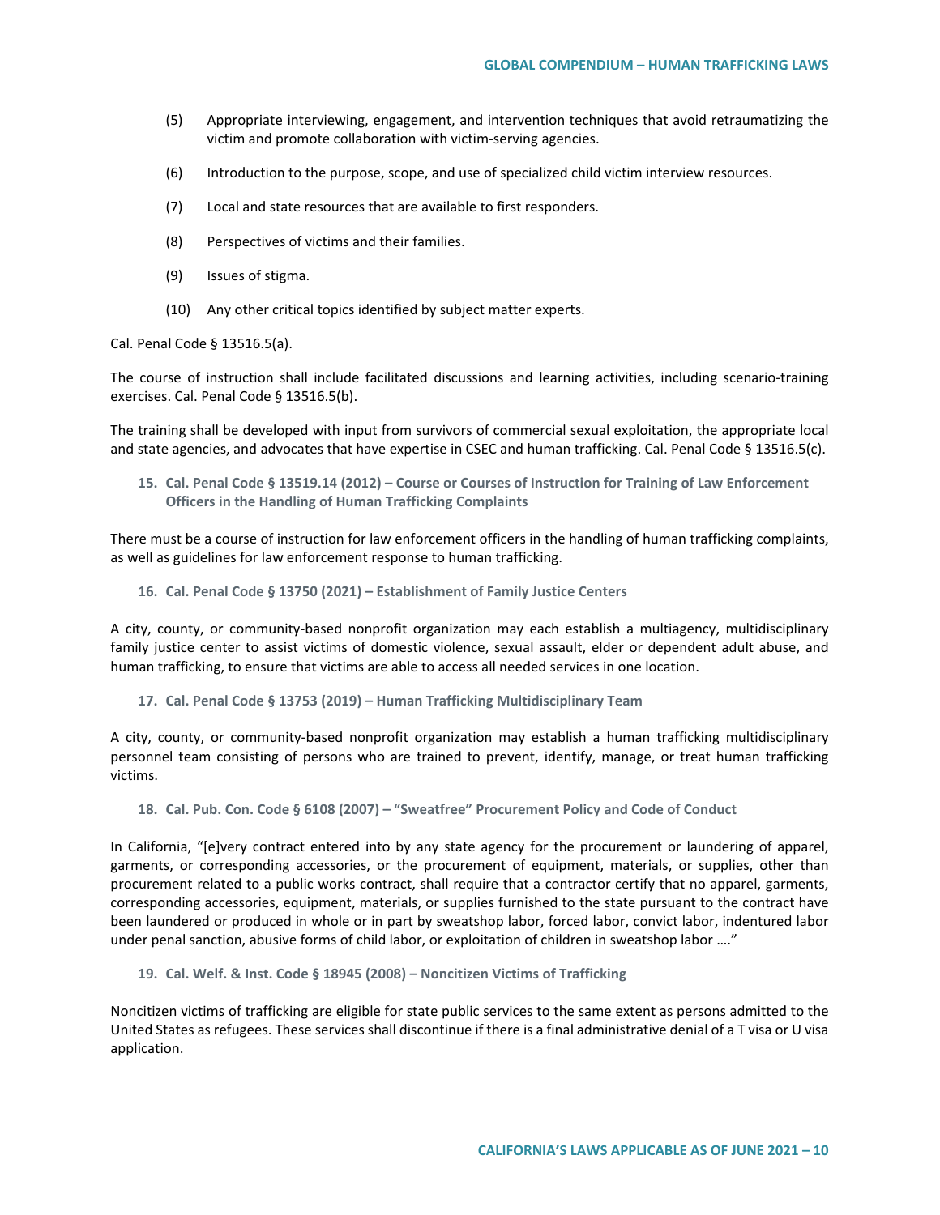(5) Appropriate interviewing, engagement, and intervention techniques that avoid retraumatizing the victim and promote collaboration with victim-serving agencies.

(6) Introduction to the purpose, scope, and use of specialized child victim interview resources.

(7) Local and state resources that are available to first responders.

(8) Perspectives of victims and their families.

(9) Issues of stigma.

(10) Any other critical topics identified by subject matter experts.

Cal. Penal Code § 13516.5(a).

The course of instruction shall include facilitated discussions and learning activities, including scenario-training exercises. Cal. Penal Code § 13516.5(b).

The training shall be developed with input from survivors of commercial sexual exploitation, the appropriate local and state agencies, and advocates that have expertise in CSEC and human trafficking. Cal. Penal Code § 13516.5(c).

#### 15. Cal. Penal Code § 13519.14 (2012) – Course or Courses of Instruction for Training of Law Enforcement Officers in the Handling of Human Trafficking Complaints

There must be a course of instruction for law enforcement officers in the handling of human trafficking complaints, as well as guidelines for law enforcement response to human trafficking.

#### 16. Cal. Penal Code § 13750 (2021) – Establishment of Family Justice Centers

A city, county, or community-based nonprofit organization may each establish a multiagency, multidisciplinary family justice center to assist victims of domestic violence, sexual assault, elder or dependent adult abuse, and human trafficking, to ensure that victims are able to access all needed services in one location.

#### 17. Cal. Penal Code § 13753 (2019) – Human Trafficking Multidisciplinary Team

A city, county, or community-based nonprofit organization may establish a human trafficking multidisciplinary personnel team consisting of persons who are trained to prevent, identify, manage, or treat human trafficking victims.

#### 18. Cal. Pub. Con. Code § 6108 (2007) – "Sweatfree" Procurement Policy and Code of Conduct

In California, "[e]very contract entered into by any state agency for the procurement or laundering of apparel, garments, or corresponding accessories, or the procurement of equipment, materials, or supplies, other than procurement related to a public works contract, shall require that a contractor certify that no apparel, garments, corresponding accessories, equipment, materials, or supplies furnished to the state pursuant to the contract have been laundered or produced in whole or in part by sweatshop labor, forced labor, convict labor, indentured labor under penal sanction, abusive forms of child labor, or exploitation of children in sweatshop labor …."

#### 19. Cal. Welf. & Inst. Code § 18945 (2008) – Noncitizen Victims of Trafficking

Noncitizen victims of trafficking are eligible for state public services to the same extent as persons admitted to the United States as refugees. These services shall discontinue if there is a final administrative denial of a T visa or U visa application.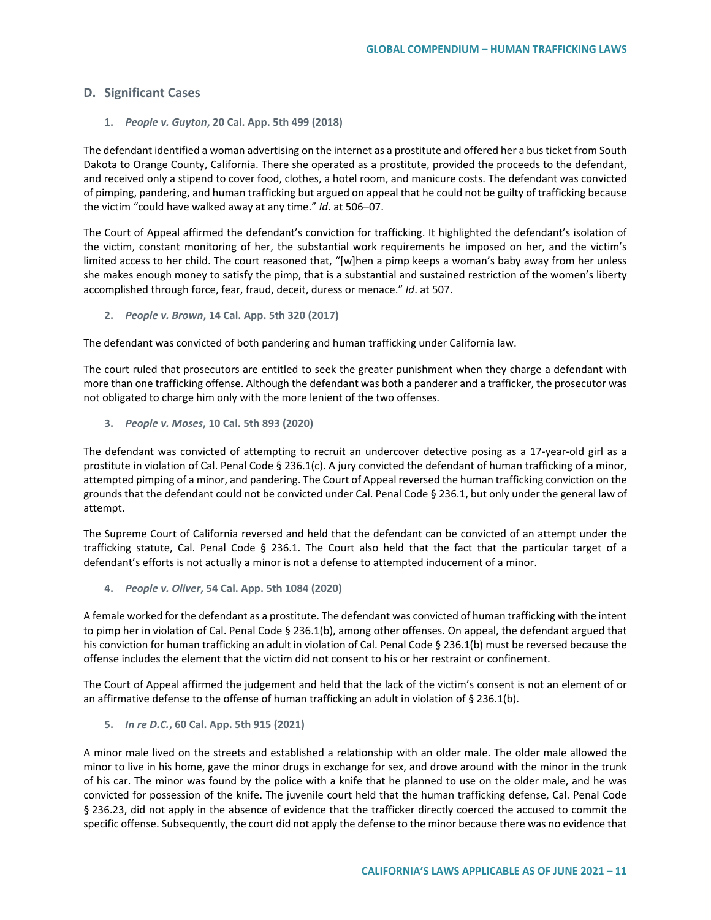## D. Significant Cases

### 1. *People v. Guyton*, 20 Cal. App. 5th 499 (2018)

The defendant identified a woman advertising on the internet as a prostitute and offered her a bus ticket from South Dakota to Orange County, California. There she operated as a prostitute, provided the proceeds to the defendant, and received only a stipend to cover food, clothes, a hotel room, and manicure costs. The defendant was convicted of pimping, pandering, and human trafficking but argued on appeal that he could not be guilty of trafficking because the victim "could have walked away at any time." *Id*. at 506–07.

The Court of Appeal affirmed the defendant's conviction for trafficking. It highlighted the defendant's isolation of the victim, constant monitoring of her, the substantial work requirements he imposed on her, and the victim's limited access to her child. The court reasoned that, "[w]hen a pimp keeps a woman's baby away from her unless she makes enough money to satisfy the pimp, that is a substantial and sustained restriction of the women's liberty accomplished through force, fear, fraud, deceit, duress or menace." *Id*. at 507.

### 2. *People v. Brown*, 14 Cal. App. 5th 320 (2017)

The defendant was convicted of both pandering and human trafficking under California law.

The court ruled that prosecutors are entitled to seek the greater punishment when they charge a defendant with more than one trafficking offense. Although the defendant was both a panderer and a trafficker, the prosecutor was not obligated to charge him only with the more lenient of the two offenses.

### 3. *People v. Moses*, 10 Cal. 5th 893 (2020)

The defendant was convicted of attempting to recruit an undercover detective posing as a 17-year-old girl as a prostitute in violation of Cal. Penal Code § 236.1(c). A jury convicted the defendant of human trafficking of a minor, attempted pimping of a minor, and pandering. The Court of Appeal reversed the human trafficking conviction on the grounds that the defendant could not be convicted under Cal. Penal Code § 236.1, but only under the general law of attempt.

The Supreme Court of California reversed and held that the defendant can be convicted of an attempt under the trafficking statute, Cal. Penal Code § 236.1. The Court also held that the fact that the particular target of a defendant's efforts is not actually a minor is not a defense to attempted inducement of a minor.

### 4. *People v. Oliver*, 54 Cal. App. 5th 1084 (2020)

A female worked for the defendant as a prostitute. The defendant was convicted of human trafficking with the intent to pimp her in violation of Cal. Penal Code § 236.1(b), among other offenses. On appeal, the defendant argued that his conviction for human trafficking an adult in violation of Cal. Penal Code § 236.1(b) must be reversed because the offense includes the element that the victim did not consent to his or her restraint or confinement.

The Court of Appeal affirmed the judgement and held that the lack of the victim's consent is not an element of or an affirmative defense to the offense of human trafficking an adult in violation of § 236.1(b).

### 5. *In re D.C.*, 60 Cal. App. 5th 915 (2021)

A minor male lived on the streets and established a relationship with an older male. The older male allowed the minor to live in his home, gave the minor drugs in exchange for sex, and drove around with the minor in the trunk of his car. The minor was found by the police with a knife that he planned to use on the older male, and he was convicted for possession of the knife. The juvenile court held that the human trafficking defense, Cal. Penal Code § 236.23, did not apply in the absence of evidence that the trafficker directly coerced the accused to commit the specific offense. Subsequently, the court did not apply the defense to the minor because there was no evidence that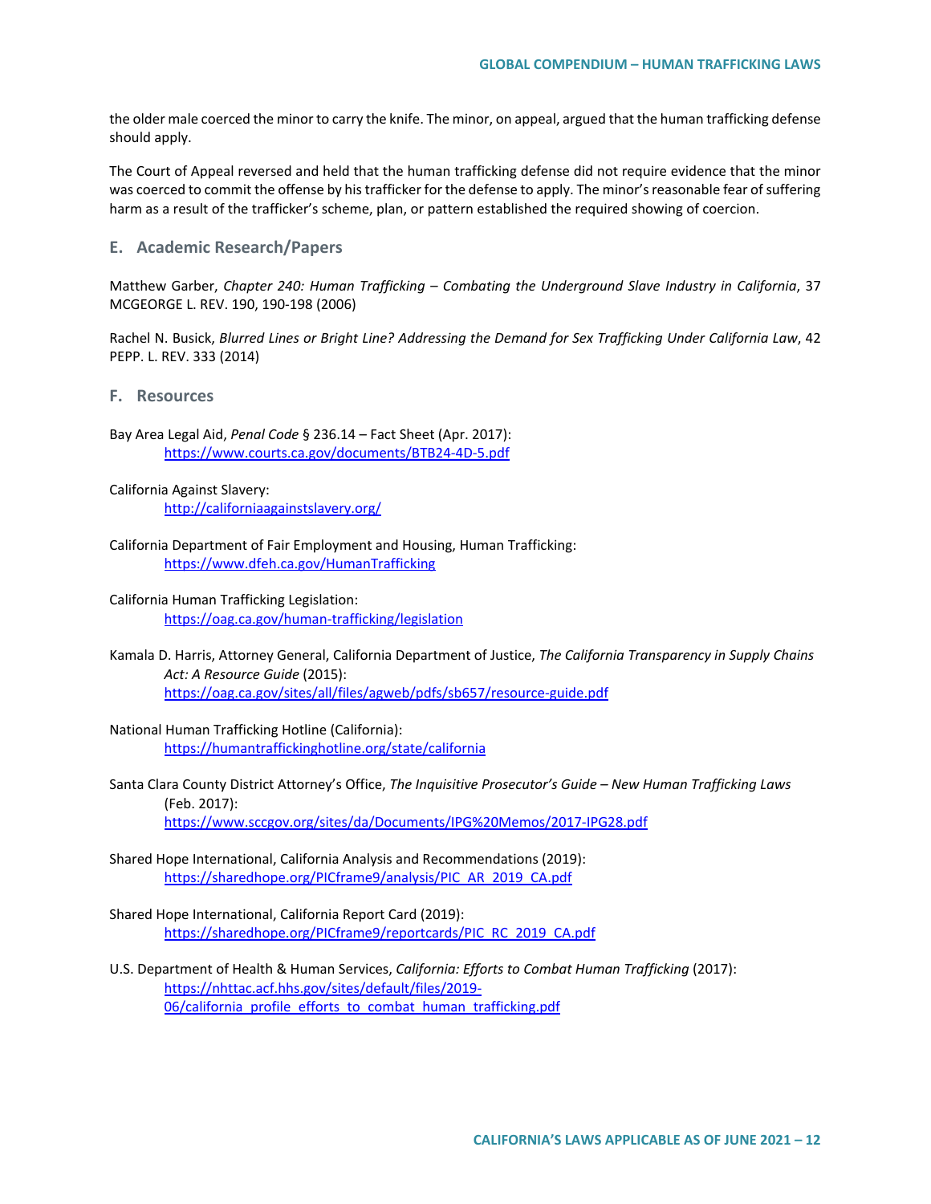the older male coerced the minor to carry the knife. The minor, on appeal, argued that the human trafficking defense should apply.

The Court of Appeal reversed and held that the human trafficking defense did not require evidence that the minor was coerced to commit the offense by his trafficker for the defense to apply. The minor's reasonable fear of suffering harm as a result of the trafficker's scheme, plan, or pattern established the required showing of coercion.

## E. Academic Research/Papers

Matthew Garber, *Chapter 240: Human Trafficking – Combating the Underground Slave Industry in California*, 37 MCGEORGE L. REV. 190, 190-198 (2006)

Rachel N. Busick, *Blurred Lines or Bright Line? Addressing the Demand for Sex Trafficking Under California Law*, 42 PEPP. L. REV. 333 (2014)

## F. Resources

Bay Area Legal Aid, *Penal Code* § 236.14 – Fact Sheet (Apr. 2017):
https://www.courts.ca.gov/documents/BTB24-4D-5.pdf

California Against Slavery:
http://californiaagainstslavery.org/

California Department of Fair Employment and Housing, Human Trafficking:
https://www.dfeh.ca.gov/HumanTrafficking

California Human Trafficking Legislation:
https://oag.ca.gov/human-trafficking/legislation

Kamala D. Harris, Attorney General, California Department of Justice, *The California Transparency in Supply Chains Act: A Resource Guide* (2015):
https://oag.ca.gov/sites/all/files/agweb/pdfs/sb657/resource-guide.pdf

National Human Trafficking Hotline (California):
https://humantraffickinghotline.org/state/california

Santa Clara County District Attorney's Office, *The Inquisitive Prosecutor's Guide – New Human Trafficking Laws* (Feb. 2017):
https://www.sccgov.org/sites/da/Documents/IPG%20Memos/2017-IPG28.pdf

Shared Hope International, California Analysis and Recommendations (2019):
https://sharedhope.org/PICframe9/analysis/PIC_AR_2019_CA.pdf

Shared Hope International, California Report Card (2019):
https://sharedhope.org/PICframe9/reportcards/PIC_RC_2019_CA.pdf

U.S. Department of Health & Human Services, *California: Efforts to Combat Human Trafficking* (2017):
https://nhttac.acf.hhs.gov/sites/default/files/2019-06/california_profile_efforts_to_combat_human_trafficking.pdf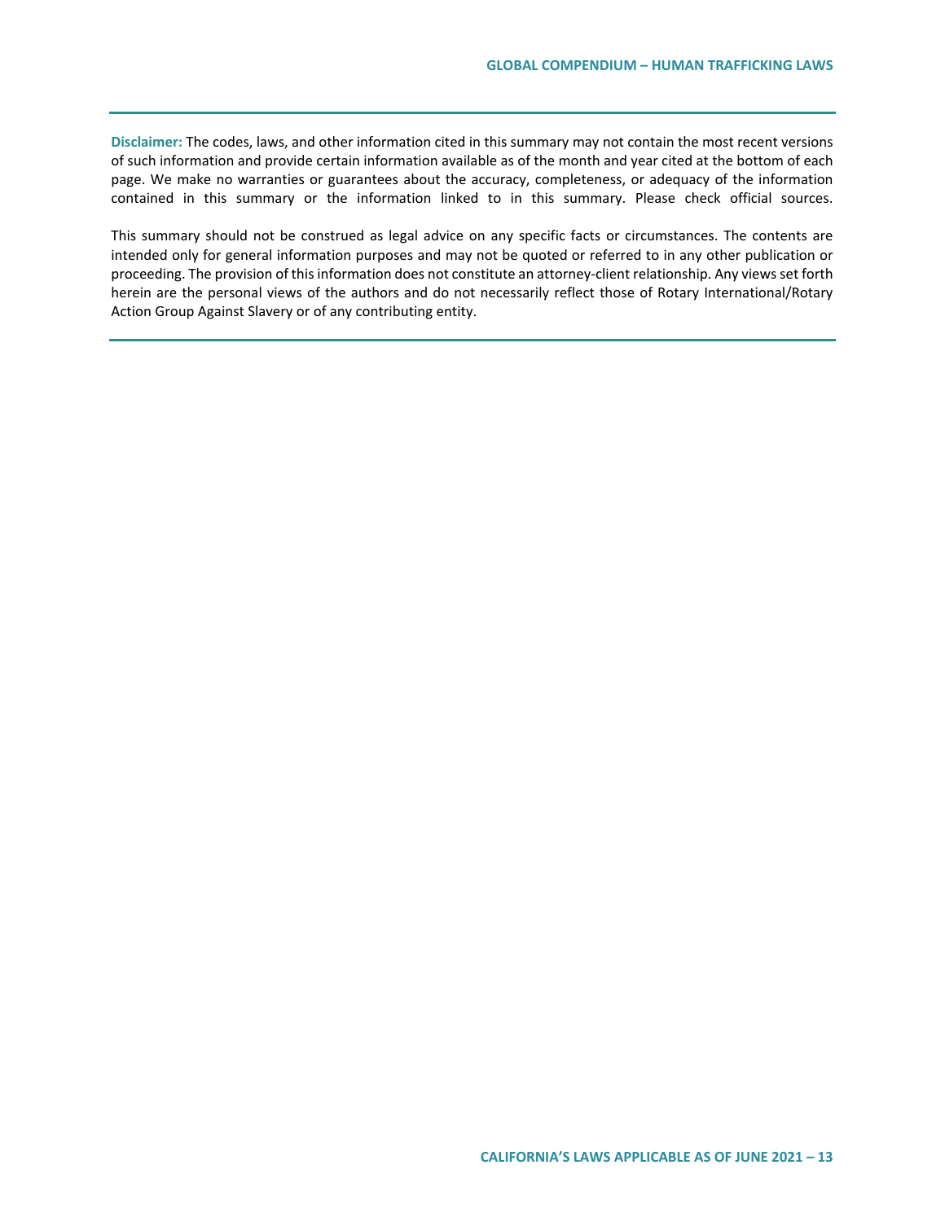**Disclaimer:** The codes, laws, and other information cited in this summary may not contain the most recent versions of such information and provide certain information available as of the month and year cited at the bottom of each page. We make no warranties or guarantees about the accuracy, completeness, or adequacy of the information contained in this summary or the information linked to in this summary. Please check official sources.

This summary should not be construed as legal advice on any specific facts or circumstances. The contents are intended only for general information purposes and may not be quoted or referred to in any other publication or proceeding. The provision of this information does not constitute an attorney-client relationship. Any views set forth herein are the personal views of the authors and do not necessarily reflect those of Rotary International/Rotary Action Group Against Slavery or of any contributing entity.